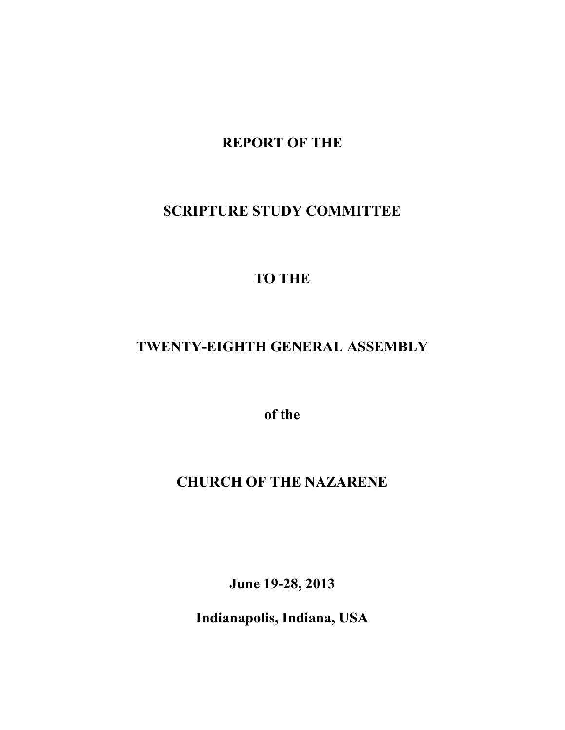# REPORT OF THE

# SCRIPTURE STUDY COMMITTEE

# TO THE

# TWENTY-EIGHTH GENERAL ASSEMBLY

**of the**

# CHURCH OF THE NAZARENE

**June 19-28, 2013**

**Indianapolis, Indiana, USA**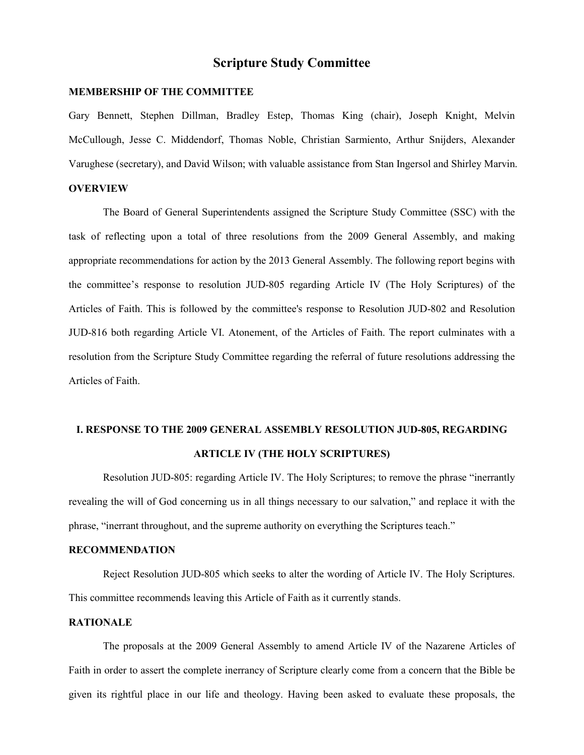# Scripture Study Committee

## MEMBERSHIP OF THE COMMITTEE

Gary Bennett, Stephen Dillman, Bradley Estep, Thomas King (chair), Joseph Knight, Melvin McCullough, Jesse C. Middendorf, Thomas Noble, Christian Sarmiento, Arthur Snijders, Alexander Varughese (secretary), and David Wilson; with valuable assistance from Stan Ingersol and Shirley Marvin.

## OVERVIEW

The Board of General Superintendents assigned the Scripture Study Committee (SSC) with the task of reflecting upon a total of three resolutions from the 2009 General Assembly, and making appropriate recommendations for action by the 2013 General Assembly. The following report begins with the committee's response to resolution JUD-805 regarding Article IV (The Holy Scriptures) of the Articles of Faith. This is followed by the committee's response to Resolution JUD-802 and Resolution JUD-816 both regarding Article VI. Atonement, of the Articles of Faith. The report culminates with a resolution from the Scripture Study Committee regarding the referral of future resolutions addressing the Articles of Faith.

## I. RESPONSE TO THE 2009 GENERAL ASSEMBLY RESOLUTION JUD-805, REGARDING ARTICLE IV (THE HOLY SCRIPTURES)

Resolution JUD-805: regarding Article IV. The Holy Scriptures; to remove the phrase "inerrantly revealing the will of God concerning us in all things necessary to our salvation," and replace it with the phrase, "inerrant throughout, and the supreme authority on everything the Scriptures teach."

### RECOMMENDATION

Reject Resolution JUD-805 which seeks to alter the wording of Article IV. The Holy Scriptures. This committee recommends leaving this Article of Faith as it currently stands.

### RATIONALE

The proposals at the 2009 General Assembly to amend Article IV of the Nazarene Articles of Faith in order to assert the complete inerrancy of Scripture clearly come from a concern that the Bible be given its rightful place in our life and theology. Having been asked to evaluate these proposals, the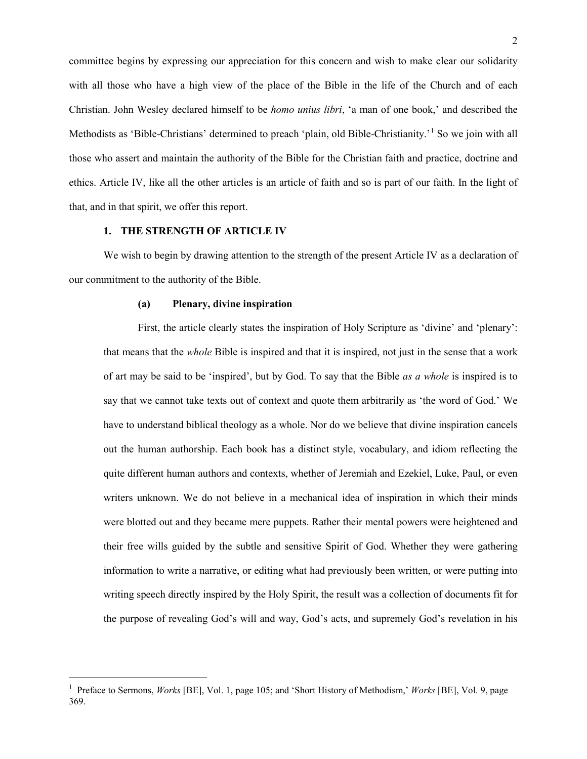committee begins by expressing our appreciation for this concern and wish to make clear our solidarity with all those who have a high view of the place of the Bible in the life of the Church and of each Christian. John Wesley declared himself to be *homo unius libri*, 'a man of one book,' and described the Methodists as 'Bible-Christians' determined to preach 'plain, old Bible-Christianity.'[1] So we join with all those who assert and maintain the authority of the Bible for the Christian faith and practice, doctrine and ethics. Article IV, like all the other articles is an article of faith and so is part of our faith. In the light of that, and in that spirit, we offer this report.

## 1. THE STRENGTH OF ARTICLE IV

We wish to begin by drawing attention to the strength of the present Article IV as a declaration of our commitment to the authority of the Bible.

### (a) Plenary, divine inspiration

First, the article clearly states the inspiration of Holy Scripture as 'divine' and 'plenary': that means that the *whole* Bible is inspired and that it is inspired, not just in the sense that a work of art may be said to be 'inspired', but by God. To say that the Bible *as a whole* is inspired is to say that we cannot take texts out of context and quote them arbitrarily as 'the word of God.' We have to understand biblical theology as a whole. Nor do we believe that divine inspiration cancels out the human authorship. Each book has a distinct style, vocabulary, and idiom reflecting the quite different human authors and contexts, whether of Jeremiah and Ezekiel, Luke, Paul, or even writers unknown. We do not believe in a mechanical idea of inspiration in which their minds were blotted out and they became mere puppets. Rather their mental powers were heightened and their free wills guided by the subtle and sensitive Spirit of God. Whether they were gathering information to write a narrative, or editing what had previously been written, or were putting into writing speech directly inspired by the Holy Spirit, the result was a collection of documents fit for the purpose of revealing God's will and way, God's acts, and supremely God's revelation in his

---

[1] Preface to Sermons, *Works* [BE], Vol. 1, page 105; and 'Short History of Methodism,' *Works* [BE], Vol. 9, page 369.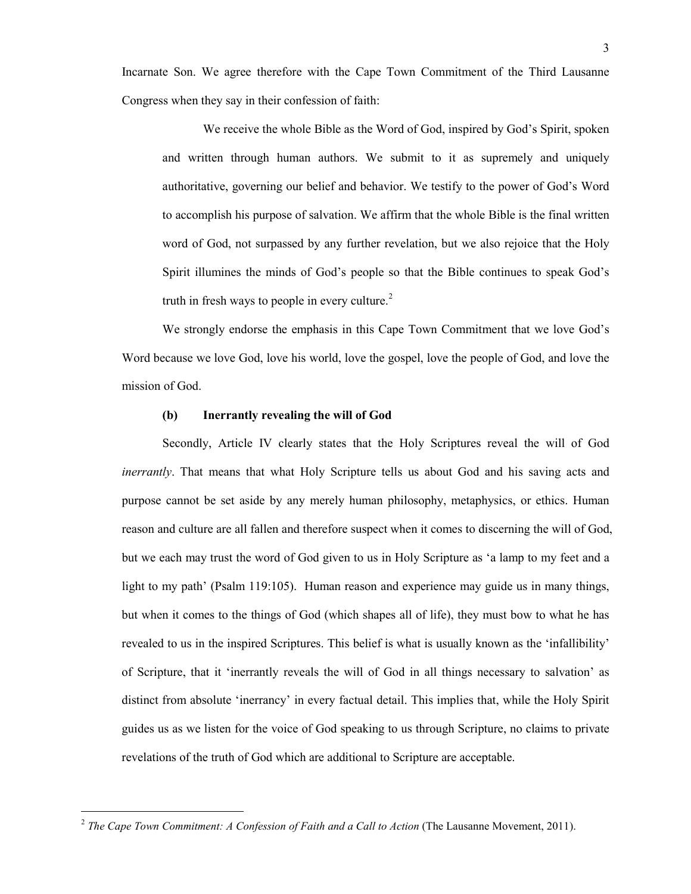Incarnate Son. We agree therefore with the Cape Town Commitment of the Third Lausanne Congress when they say in their confession of faith:

> We receive the whole Bible as the Word of God, inspired by God's Spirit, spoken and written through human authors. We submit to it as supremely and uniquely authoritative, governing our belief and behavior. We testify to the power of God's Word to accomplish his purpose of salvation. We affirm that the whole Bible is the final written word of God, not surpassed by any further revelation, but we also rejoice that the Holy Spirit illumines the minds of God's people so that the Bible continues to speak God's truth in fresh ways to people in every culture.[2]

We strongly endorse the emphasis in this Cape Town Commitment that we love God's Word because we love God, love his world, love the gospel, love the people of God, and love the mission of God.

#### (b) Inerrantly revealing the will of God

Secondly, Article IV clearly states that the Holy Scriptures reveal the will of God *inerrantly*. That means that what Holy Scripture tells us about God and his saving acts and purpose cannot be set aside by any merely human philosophy, metaphysics, or ethics. Human reason and culture are all fallen and therefore suspect when it comes to discerning the will of God, but we each may trust the word of God given to us in Holy Scripture as 'a lamp to my feet and a light to my path' (Psalm 119:105). Human reason and experience may guide us in many things, but when it comes to the things of God (which shapes all of life), they must bow to what he has revealed to us in the inspired Scriptures. This belief is what is usually known as the 'infallibility' of Scripture, that it 'inerrantly reveals the will of God in all things necessary to salvation' as distinct from absolute 'inerrancy' in every factual detail. This implies that, while the Holy Spirit guides us as we listen for the voice of God speaking to us through Scripture, no claims to private revelations of the truth of God which are additional to Scripture are acceptable.

---

[2] *The Cape Town Commitment: A Confession of Faith and a Call to Action* (The Lausanne Movement, 2011).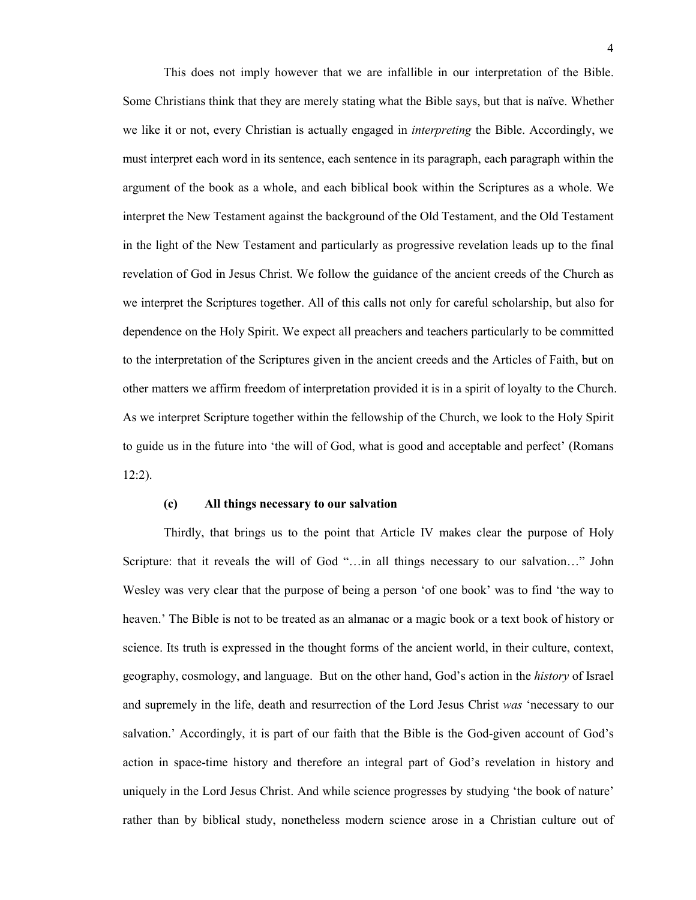This does not imply however that we are infallible in our interpretation of the Bible. Some Christians think that they are merely stating what the Bible says, but that is naïve. Whether we like it or not, every Christian is actually engaged in *interpreting* the Bible. Accordingly, we must interpret each word in its sentence, each sentence in its paragraph, each paragraph within the argument of the book as a whole, and each biblical book within the Scriptures as a whole. We interpret the New Testament against the background of the Old Testament, and the Old Testament in the light of the New Testament and particularly as progressive revelation leads up to the final revelation of God in Jesus Christ. We follow the guidance of the ancient creeds of the Church as we interpret the Scriptures together. All of this calls not only for careful scholarship, but also for dependence on the Holy Spirit. We expect all preachers and teachers particularly to be committed to the interpretation of the Scriptures given in the ancient creeds and the Articles of Faith, but on other matters we affirm freedom of interpretation provided it is in a spirit of loyalty to the Church. As we interpret Scripture together within the fellowship of the Church, we look to the Holy Spirit to guide us in the future into 'the will of God, what is good and acceptable and perfect' (Romans 12:2).

#### (c) All things necessary to our salvation

Thirdly, that brings us to the point that Article IV makes clear the purpose of Holy Scripture: that it reveals the will of God "…in all things necessary to our salvation…" John Wesley was very clear that the purpose of being a person 'of one book' was to find 'the way to heaven.' The Bible is not to be treated as an almanac or a magic book or a text book of history or science. Its truth is expressed in the thought forms of the ancient world, in their culture, context, geography, cosmology, and language. But on the other hand, God's action in the *history* of Israel and supremely in the life, death and resurrection of the Lord Jesus Christ *was* 'necessary to our salvation.' Accordingly, it is part of our faith that the Bible is the God-given account of God's action in space-time history and therefore an integral part of God's revelation in history and uniquely in the Lord Jesus Christ. And while science progresses by studying 'the book of nature' rather than by biblical study, nonetheless modern science arose in a Christian culture out of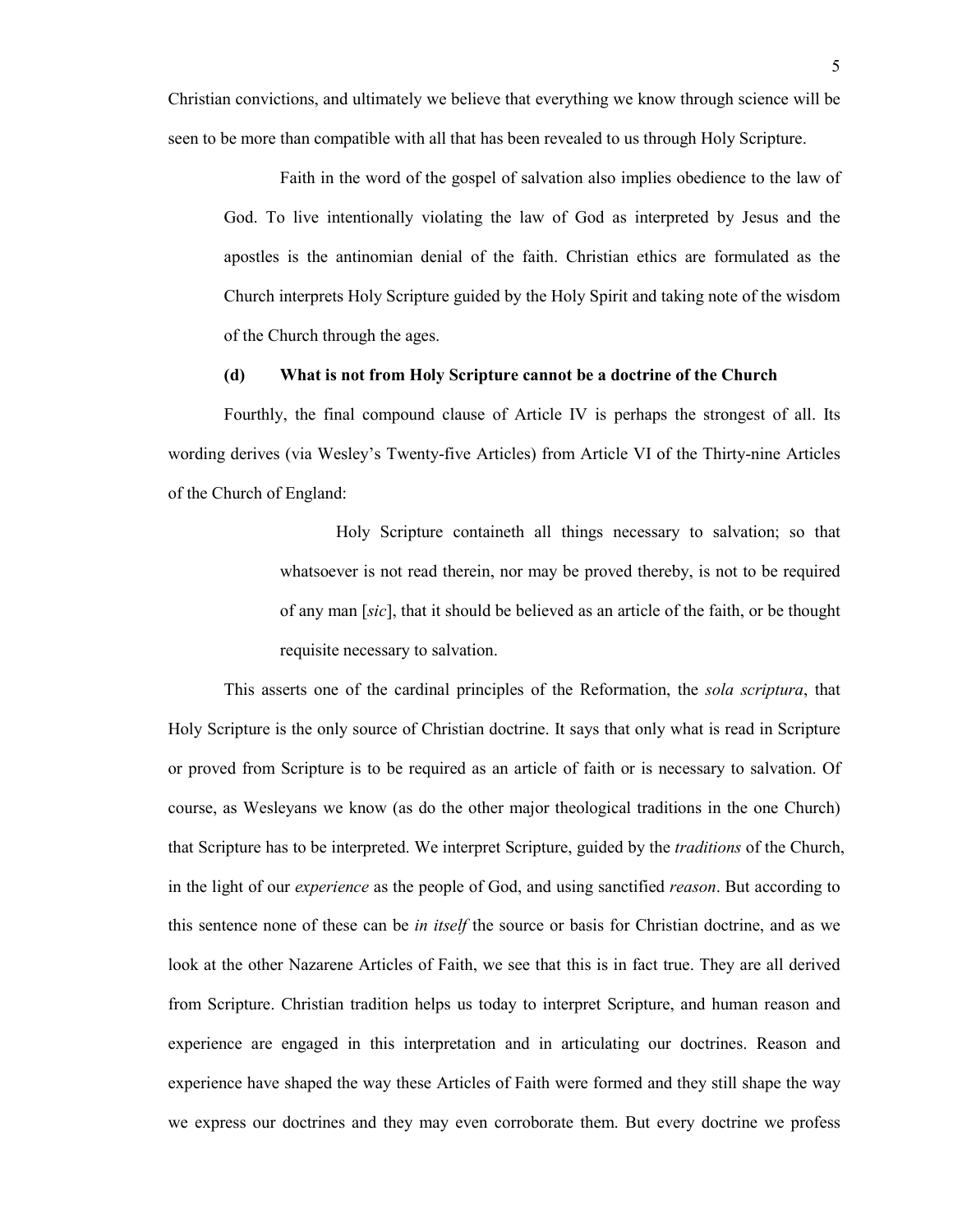Christian convictions, and ultimately we believe that everything we know through science will be seen to be more than compatible with all that has been revealed to us through Holy Scripture.

> Faith in the word of the gospel of salvation also implies obedience to the law of God. To live intentionally violating the law of God as interpreted by Jesus and the apostles is the antinomian denial of the faith. Christian ethics are formulated as the Church interprets Holy Scripture guided by the Holy Spirit and taking note of the wisdom of the Church through the ages.

### (d) What is not from Holy Scripture cannot be a doctrine of the Church

Fourthly, the final compound clause of Article IV is perhaps the strongest of all. Its wording derives (via Wesley's Twenty-five Articles) from Article VI of the Thirty-nine Articles of the Church of England:

> Holy Scripture containeth all things necessary to salvation; so that whatsoever is not read therein, nor may be proved thereby, is not to be required of any man [*sic*], that it should be believed as an article of the faith, or be thought requisite necessary to salvation.

This asserts one of the cardinal principles of the Reformation, the *sola scriptura*, that Holy Scripture is the only source of Christian doctrine. It says that only what is read in Scripture or proved from Scripture is to be required as an article of faith or is necessary to salvation. Of course, as Wesleyans we know (as do the other major theological traditions in the one Church) that Scripture has to be interpreted. We interpret Scripture, guided by the *traditions* of the Church, in the light of our *experience* as the people of God, and using sanctified *reason*. But according to this sentence none of these can be *in itself* the source or basis for Christian doctrine, and as we look at the other Nazarene Articles of Faith, we see that this is in fact true. They are all derived from Scripture. Christian tradition helps us today to interpret Scripture, and human reason and experience are engaged in this interpretation and in articulating our doctrines. Reason and experience have shaped the way these Articles of Faith were formed and they still shape the way we express our doctrines and they may even corroborate them. But every doctrine we profess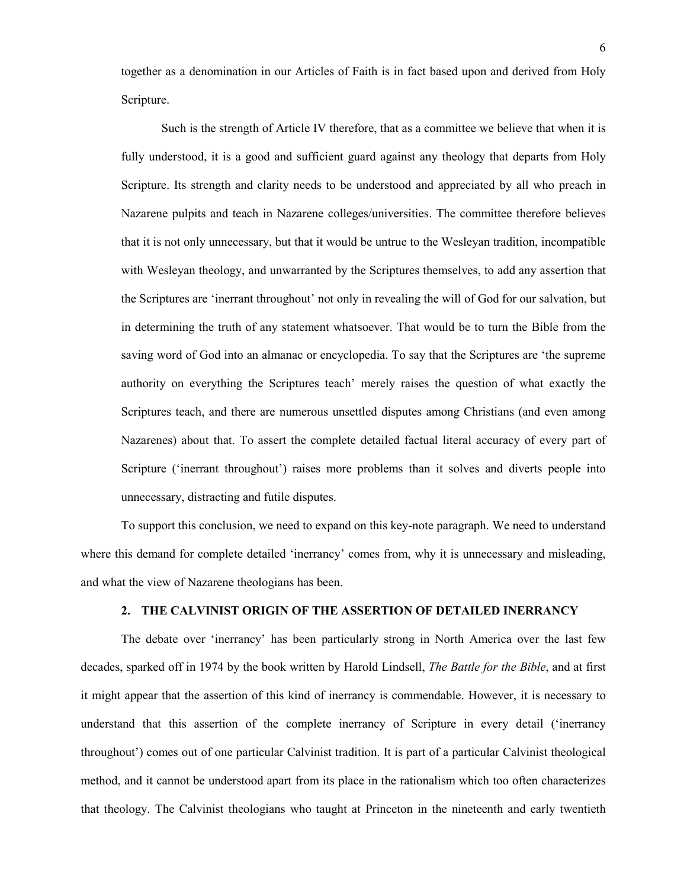together as a denomination in our Articles of Faith is in fact based upon and derived from Holy Scripture.

> Such is the strength of Article IV therefore, that as a committee we believe that when it is fully understood, it is a good and sufficient guard against any theology that departs from Holy Scripture. Its strength and clarity needs to be understood and appreciated by all who preach in Nazarene pulpits and teach in Nazarene colleges/universities. The committee therefore believes that it is not only unnecessary, but that it would be untrue to the Wesleyan tradition, incompatible with Wesleyan theology, and unwarranted by the Scriptures themselves, to add any assertion that the Scriptures are 'inerrant throughout' not only in revealing the will of God for our salvation, but in determining the truth of any statement whatsoever. That would be to turn the Bible from the saving word of God into an almanac or encyclopedia. To say that the Scriptures are 'the supreme authority on everything the Scriptures teach' merely raises the question of what exactly the Scriptures teach, and there are numerous unsettled disputes among Christians (and even among Nazarenes) about that. To assert the complete detailed factual literal accuracy of every part of Scripture ('inerrant throughout') raises more problems than it solves and diverts people into unnecessary, distracting and futile disputes.

To support this conclusion, we need to expand on this key-note paragraph. We need to understand where this demand for complete detailed 'inerrancy' comes from, why it is unnecessary and misleading, and what the view of Nazarene theologians has been.

## 2. THE CALVINIST ORIGIN OF THE ASSERTION OF DETAILED INERRANCY

The debate over 'inerrancy' has been particularly strong in North America over the last few decades, sparked off in 1974 by the book written by Harold Lindsell, *The Battle for the Bible*, and at first it might appear that the assertion of this kind of inerrancy is commendable. However, it is necessary to understand that this assertion of the complete inerrancy of Scripture in every detail ('inerrancy throughout') comes out of one particular Calvinist tradition. It is part of a particular Calvinist theological method, and it cannot be understood apart from its place in the rationalism which too often characterizes that theology. The Calvinist theologians who taught at Princeton in the nineteenth and early twentieth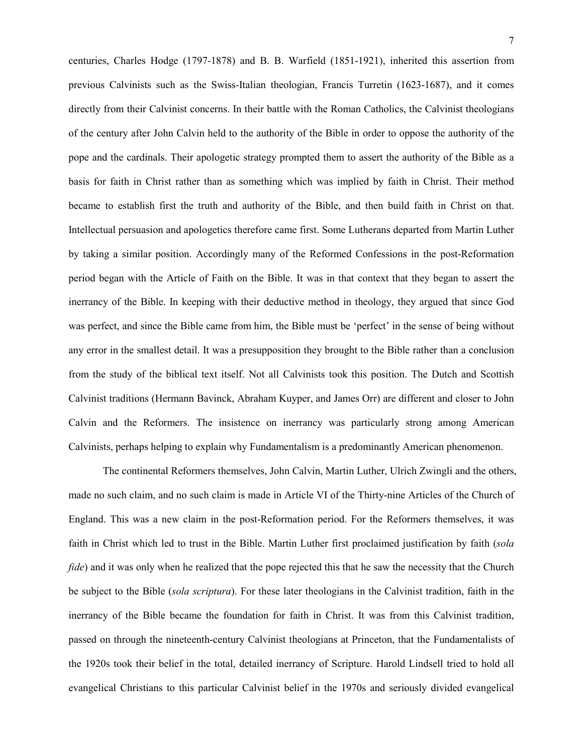centuries, Charles Hodge (1797-1878) and B. B. Warfield (1851-1921), inherited this assertion from previous Calvinists such as the Swiss-Italian theologian, Francis Turretin (1623-1687), and it comes directly from their Calvinist concerns. In their battle with the Roman Catholics, the Calvinist theologians of the century after John Calvin held to the authority of the Bible in order to oppose the authority of the pope and the cardinals. Their apologetic strategy prompted them to assert the authority of the Bible as a basis for faith in Christ rather than as something which was implied by faith in Christ. Their method became to establish first the truth and authority of the Bible, and then build faith in Christ on that. Intellectual persuasion and apologetics therefore came first. Some Lutherans departed from Martin Luther by taking a similar position. Accordingly many of the Reformed Confessions in the post-Reformation period began with the Article of Faith on the Bible. It was in that context that they began to assert the inerrancy of the Bible. In keeping with their deductive method in theology, they argued that since God was perfect, and since the Bible came from him, the Bible must be 'perfect' in the sense of being without any error in the smallest detail. It was a presupposition they brought to the Bible rather than a conclusion from the study of the biblical text itself. Not all Calvinists took this position. The Dutch and Scottish Calvinist traditions (Hermann Bavinck, Abraham Kuyper, and James Orr) are different and closer to John Calvin and the Reformers. The insistence on inerrancy was particularly strong among American Calvinists, perhaps helping to explain why Fundamentalism is a predominantly American phenomenon.

The continental Reformers themselves, John Calvin, Martin Luther, Ulrich Zwingli and the others, made no such claim, and no such claim is made in Article VI of the Thirty-nine Articles of the Church of England. This was a new claim in the post-Reformation period. For the Reformers themselves, it was faith in Christ which led to trust in the Bible. Martin Luther first proclaimed justification by faith (*sola fide*) and it was only when he realized that the pope rejected this that he saw the necessity that the Church be subject to the Bible (*sola scriptura*). For these later theologians in the Calvinist tradition, faith in the inerrancy of the Bible became the foundation for faith in Christ. It was from this Calvinist tradition, passed on through the nineteenth-century Calvinist theologians at Princeton, that the Fundamentalists of the 1920s took their belief in the total, detailed inerrancy of Scripture. Harold Lindsell tried to hold all evangelical Christians to this particular Calvinist belief in the 1970s and seriously divided evangelical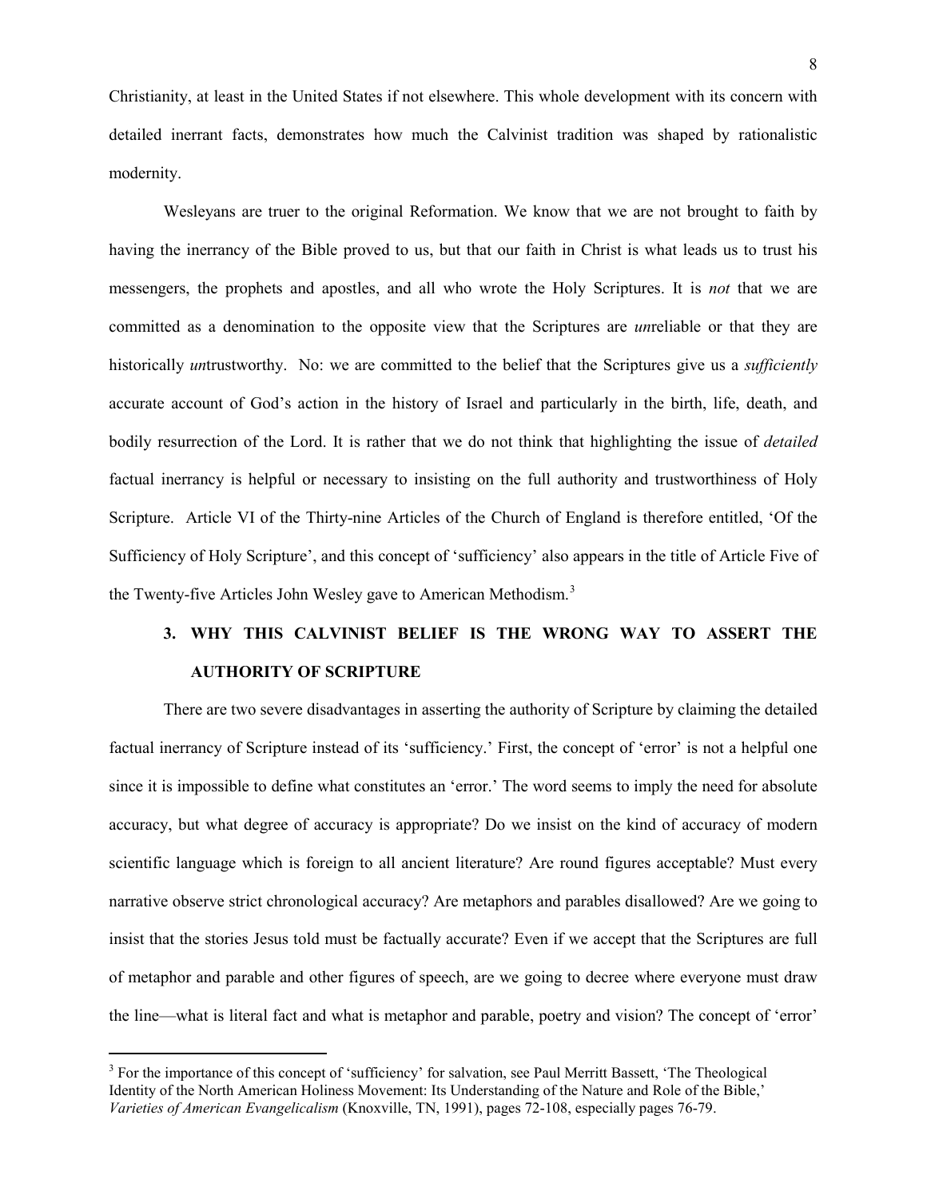Christianity, at least in the United States if not elsewhere. This whole development with its concern with detailed inerrant facts, demonstrates how much the Calvinist tradition was shaped by rationalistic modernity.

Wesleyans are truer to the original Reformation. We know that we are not brought to faith by having the inerrancy of the Bible proved to us, but that our faith in Christ is what leads us to trust his messengers, the prophets and apostles, and all who wrote the Holy Scriptures. It is *not* that we are committed as a denomination to the opposite view that the Scriptures are *un*reliable or that they are historically *un*trustworthy. No: we are committed to the belief that the Scriptures give us a *sufficiently* accurate account of God's action in the history of Israel and particularly in the birth, life, death, and bodily resurrection of the Lord. It is rather that we do not think that highlighting the issue of *detailed* factual inerrancy is helpful or necessary to insisting on the full authority and trustworthiness of Holy Scripture. Article VI of the Thirty-nine Articles of the Church of England is therefore entitled, 'Of the Sufficiency of Holy Scripture', and this concept of 'sufficiency' also appears in the title of Article Five of the Twenty-five Articles John Wesley gave to American Methodism.[3]

## 3. WHY THIS CALVINIST BELIEF IS THE WRONG WAY TO ASSERT THE AUTHORITY OF SCRIPTURE

There are two severe disadvantages in asserting the authority of Scripture by claiming the detailed factual inerrancy of Scripture instead of its 'sufficiency.' First, the concept of 'error' is not a helpful one since it is impossible to define what constitutes an 'error.' The word seems to imply the need for absolute accuracy, but what degree of accuracy is appropriate? Do we insist on the kind of accuracy of modern scientific language which is foreign to all ancient literature? Are round figures acceptable? Must every narrative observe strict chronological accuracy? Are metaphors and parables disallowed? Are we going to insist that the stories Jesus told must be factually accurate? Even if we accept that the Scriptures are full of metaphor and parable and other figures of speech, are we going to decree where everyone must draw the line—what is literal fact and what is metaphor and parable, poetry and vision? The concept of 'error'

[3] For the importance of this concept of 'sufficiency' for salvation, see Paul Merritt Bassett, 'The Theological Identity of the North American Holiness Movement: Its Understanding of the Nature and Role of the Bible,' *Varieties of American Evangelicalism* (Knoxville, TN, 1991), pages 72-108, especially pages 76-79.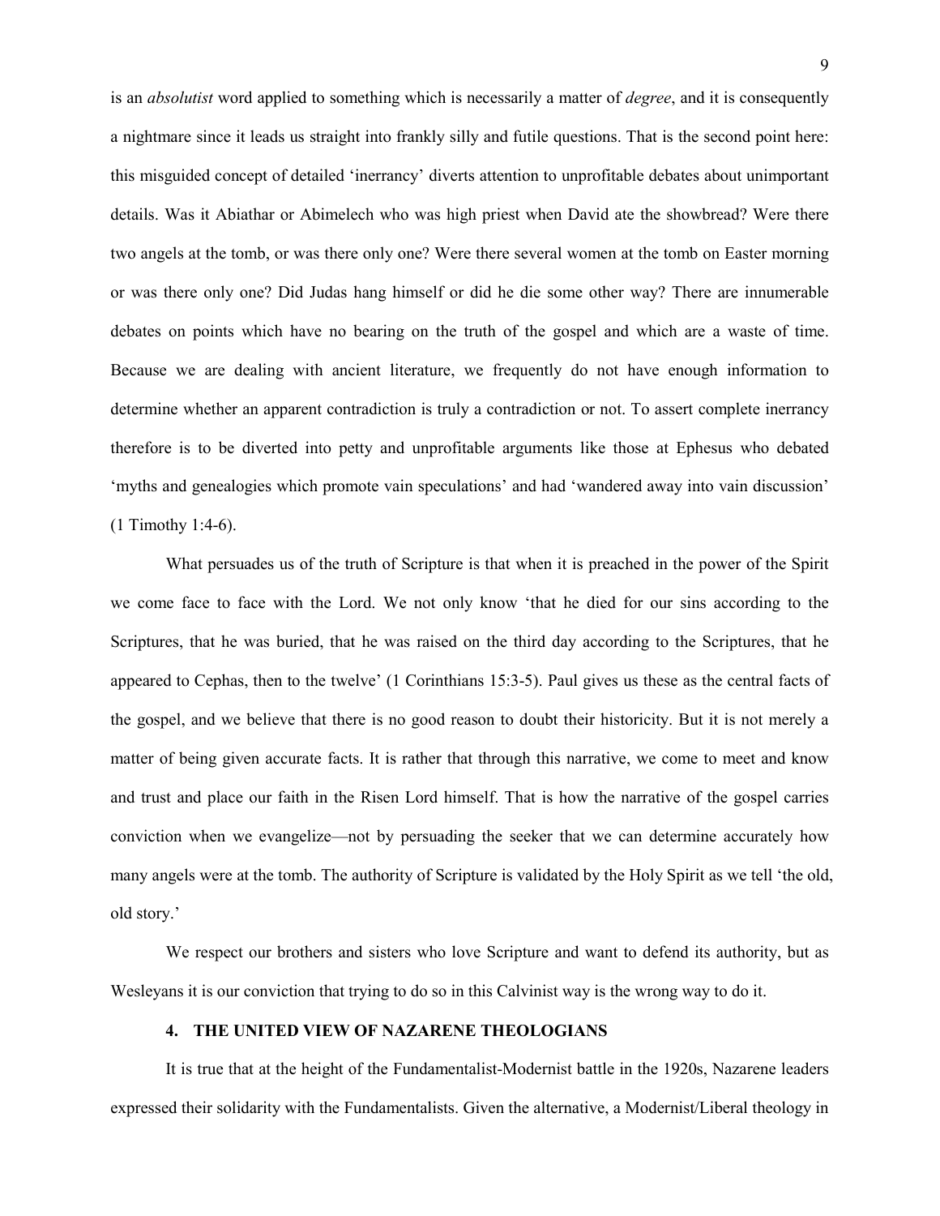is an *absolutist* word applied to something which is necessarily a matter of *degree*, and it is consequently a nightmare since it leads us straight into frankly silly and futile questions. That is the second point here: this misguided concept of detailed 'inerrancy' diverts attention to unprofitable debates about unimportant details. Was it Abiathar or Abimelech who was high priest when David ate the showbread? Were there two angels at the tomb, or was there only one? Were there several women at the tomb on Easter morning or was there only one? Did Judas hang himself or did he die some other way? There are innumerable debates on points which have no bearing on the truth of the gospel and which are a waste of time. Because we are dealing with ancient literature, we frequently do not have enough information to determine whether an apparent contradiction is truly a contradiction or not. To assert complete inerrancy therefore is to be diverted into petty and unprofitable arguments like those at Ephesus who debated 'myths and genealogies which promote vain speculations' and had 'wandered away into vain discussion' (1 Timothy 1:4-6).

What persuades us of the truth of Scripture is that when it is preached in the power of the Spirit we come face to face with the Lord. We not only know 'that he died for our sins according to the Scriptures, that he was buried, that he was raised on the third day according to the Scriptures, that he appeared to Cephas, then to the twelve' (1 Corinthians 15:3-5). Paul gives us these as the central facts of the gospel, and we believe that there is no good reason to doubt their historicity. But it is not merely a matter of being given accurate facts. It is rather that through this narrative, we come to meet and know and trust and place our faith in the Risen Lord himself. That is how the narrative of the gospel carries conviction when we evangelize—not by persuading the seeker that we can determine accurately how many angels were at the tomb. The authority of Scripture is validated by the Holy Spirit as we tell 'the old, old story.'

We respect our brothers and sisters who love Scripture and want to defend its authority, but as Wesleyans it is our conviction that trying to do so in this Calvinist way is the wrong way to do it.

## 4. THE UNITED VIEW OF NAZARENE THEOLOGIANS

It is true that at the height of the Fundamentalist-Modernist battle in the 1920s, Nazarene leaders expressed their solidarity with the Fundamentalists. Given the alternative, a Modernist/Liberal theology in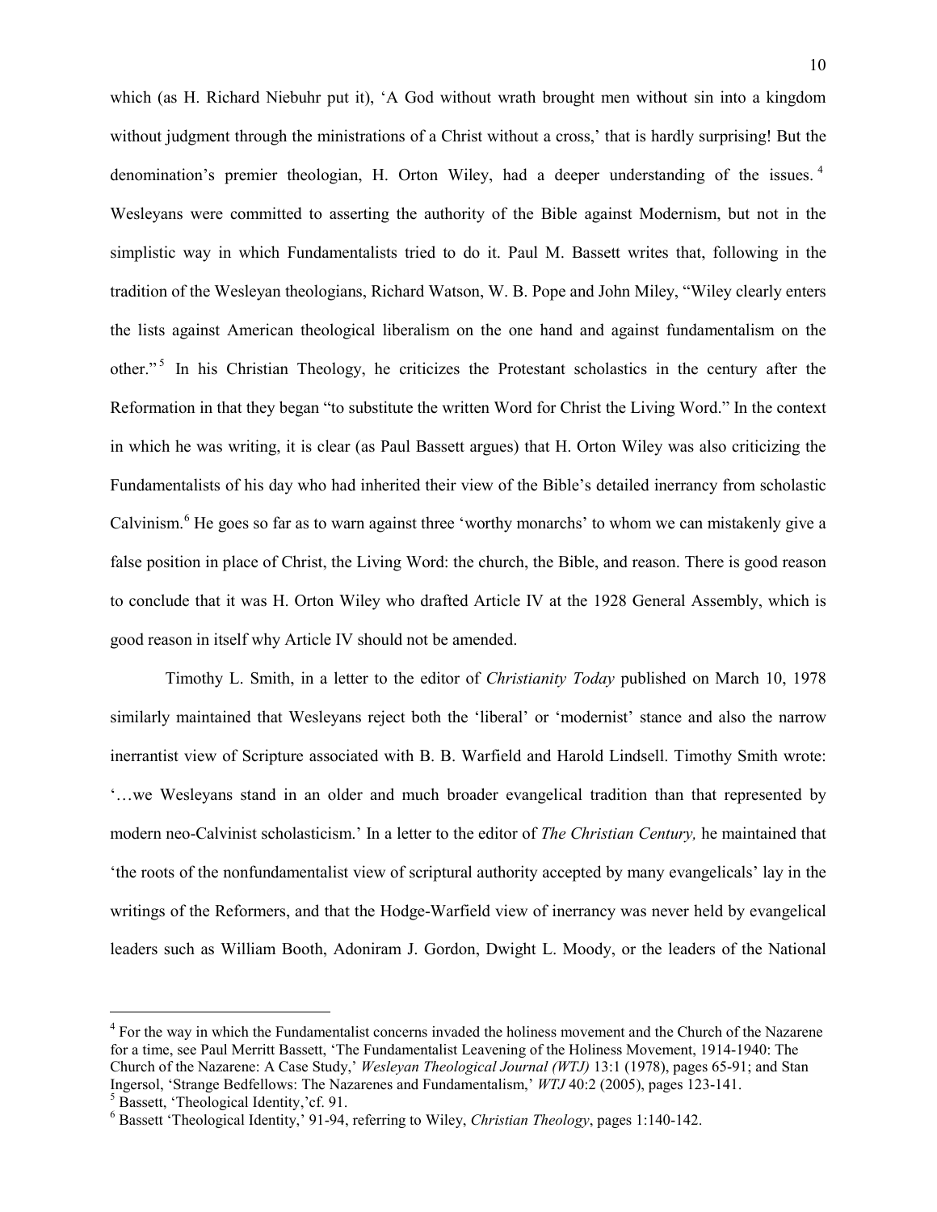which (as H. Richard Niebuhr put it), 'A God without wrath brought men without sin into a kingdom without judgment through the ministrations of a Christ without a cross,' that is hardly surprising! But the denomination's premier theologian, H. Orton Wiley, had a deeper understanding of the issues.[4] Wesleyans were committed to asserting the authority of the Bible against Modernism, but not in the simplistic way in which Fundamentalists tried to do it. Paul M. Bassett writes that, following in the tradition of the Wesleyan theologians, Richard Watson, W. B. Pope and John Miley, "Wiley clearly enters the lists against American theological liberalism on the one hand and against fundamentalism on the other."[5] In his Christian Theology, he criticizes the Protestant scholastics in the century after the Reformation in that they began "to substitute the written Word for Christ the Living Word." In the context in which he was writing, it is clear (as Paul Bassett argues) that H. Orton Wiley was also criticizing the Fundamentalists of his day who had inherited their view of the Bible's detailed inerrancy from scholastic Calvinism.[6] He goes so far as to warn against three 'worthy monarchs' to whom we can mistakenly give a false position in place of Christ, the Living Word: the church, the Bible, and reason. There is good reason to conclude that it was H. Orton Wiley who drafted Article IV at the 1928 General Assembly, which is good reason in itself why Article IV should not be amended.

Timothy L. Smith, in a letter to the editor of *Christianity Today* published on March 10, 1978 similarly maintained that Wesleyans reject both the 'liberal' or 'modernist' stance and also the narrow inerrantist view of Scripture associated with B. B. Warfield and Harold Lindsell. Timothy Smith wrote: '…we Wesleyans stand in an older and much broader evangelical tradition than that represented by modern neo-Calvinist scholasticism.' In a letter to the editor of *The Christian Century,* he maintained that 'the roots of the nonfundamentalist view of scriptural authority accepted by many evangelicals' lay in the writings of the Reformers, and that the Hodge-Warfield view of inerrancy was never held by evangelical leaders such as William Booth, Adoniram J. Gordon, Dwight L. Moody, or the leaders of the National

---

[4] For the way in which the Fundamentalist concerns invaded the holiness movement and the Church of the Nazarene for a time, see Paul Merritt Bassett, 'The Fundamentalist Leavening of the Holiness Movement, 1914-1940: The Church of the Nazarene: A Case Study,' *Wesleyan Theological Journal (WTJ)* 13:1 (1978), pages 65-91; and Stan Ingersol, 'Strange Bedfellows: The Nazarenes and Fundamentalism,' *WTJ* 40:2 (2005), pages 123-141.

[5] Bassett, 'Theological Identity,'cf. 91.

[6] Bassett 'Theological Identity,' 91-94, referring to Wiley, *Christian Theology*, pages 1:140-142.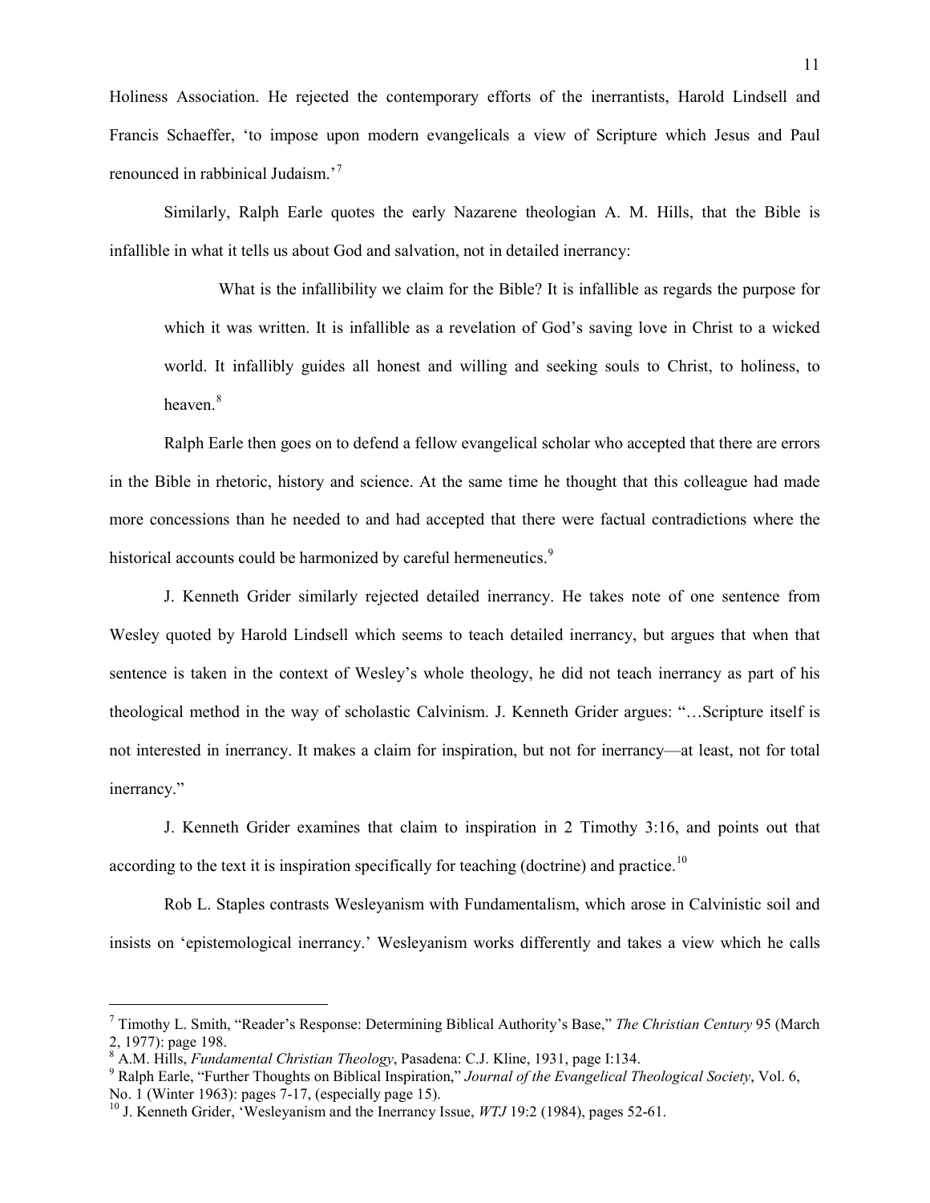Holiness Association. He rejected the contemporary efforts of the inerrantists, Harold Lindsell and Francis Schaeffer, 'to impose upon modern evangelicals a view of Scripture which Jesus and Paul renounced in rabbinical Judaism.'[7]

Similarly, Ralph Earle quotes the early Nazarene theologian A. M. Hills, that the Bible is infallible in what it tells us about God and salvation, not in detailed inerrancy:

> What is the infallibility we claim for the Bible? It is infallible as regards the purpose for which it was written. It is infallible as a revelation of God's saving love in Christ to a wicked world. It infallibly guides all honest and willing and seeking souls to Christ, to holiness, to heaven.[8]

Ralph Earle then goes on to defend a fellow evangelical scholar who accepted that there are errors in the Bible in rhetoric, history and science. At the same time he thought that this colleague had made more concessions than he needed to and had accepted that there were factual contradictions where the historical accounts could be harmonized by careful hermeneutics.[9]

J. Kenneth Grider similarly rejected detailed inerrancy. He takes note of one sentence from Wesley quoted by Harold Lindsell which seems to teach detailed inerrancy, but argues that when that sentence is taken in the context of Wesley's whole theology, he did not teach inerrancy as part of his theological method in the way of scholastic Calvinism. J. Kenneth Grider argues: "…Scripture itself is not interested in inerrancy. It makes a claim for inspiration, but not for inerrancy—at least, not for total inerrancy."

J. Kenneth Grider examines that claim to inspiration in 2 Timothy 3:16, and points out that according to the text it is inspiration specifically for teaching (doctrine) and practice.[10]

Rob L. Staples contrasts Wesleyanism with Fundamentalism, which arose in Calvinistic soil and insists on 'epistemological inerrancy.' Wesleyanism works differently and takes a view which he calls

---

[7] Timothy L. Smith, "Reader's Response: Determining Biblical Authority's Base," *The Christian Century* 95 (March 2, 1977): page 198.

[8] A.M. Hills, *Fundamental Christian Theology*, Pasadena: C.J. Kline, 1931, page I:134.

[9] Ralph Earle, "Further Thoughts on Biblical Inspiration," *Journal of the Evangelical Theological Society*, Vol. 6, No. 1 (Winter 1963): pages 7-17, (especially page 15).

[10] J. Kenneth Grider, 'Wesleyanism and the Inerrancy Issue, *WTJ* 19:2 (1984), pages 52-61.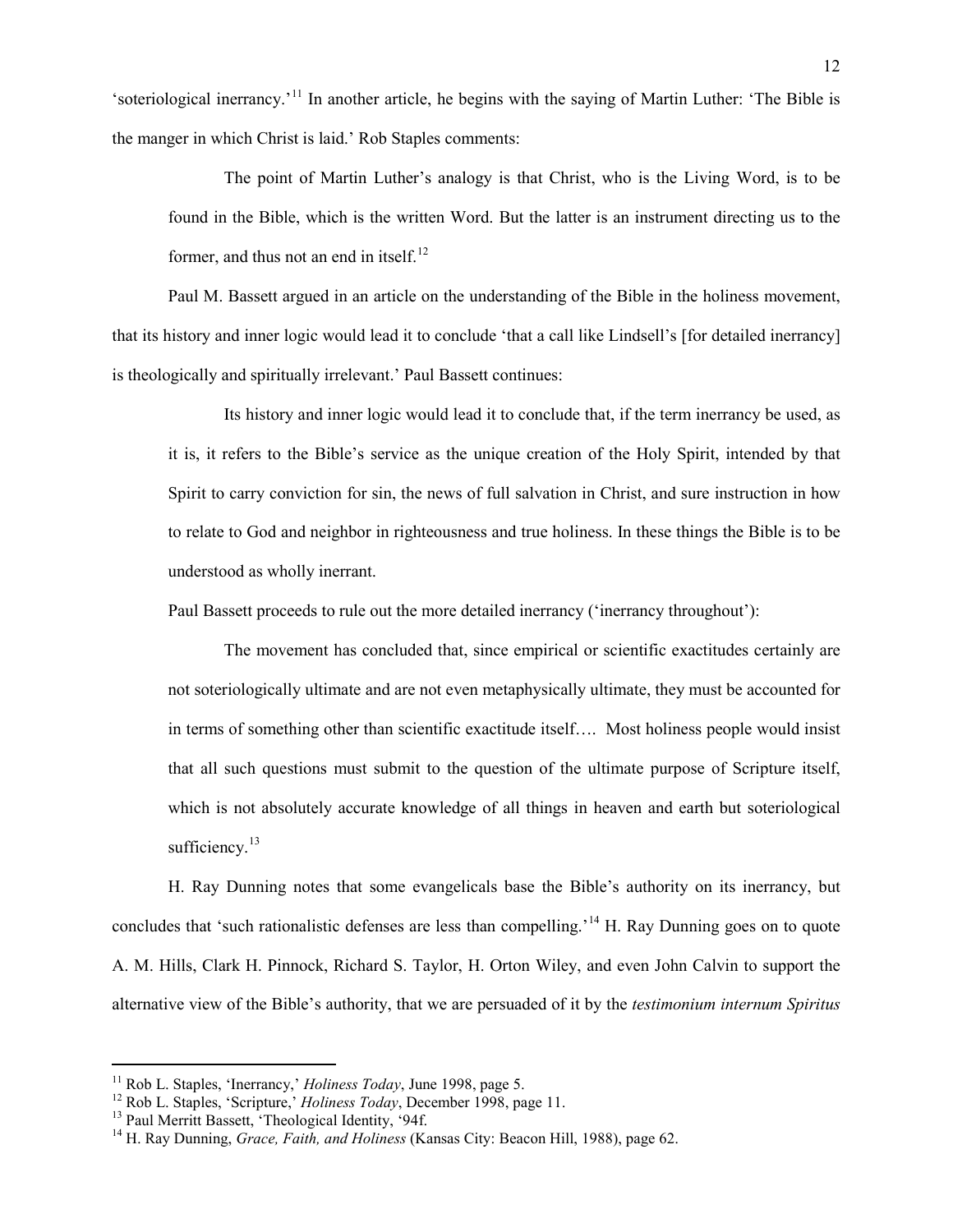'soteriological inerrancy.'[11] In another article, he begins with the saying of Martin Luther: 'The Bible is the manger in which Christ is laid.' Rob Staples comments:

> The point of Martin Luther's analogy is that Christ, who is the Living Word, is to be found in the Bible, which is the written Word. But the latter is an instrument directing us to the former, and thus not an end in itself.[12]

Paul M. Bassett argued in an article on the understanding of the Bible in the holiness movement, that its history and inner logic would lead it to conclude 'that a call like Lindsell's [for detailed inerrancy] is theologically and spiritually irrelevant.' Paul Bassett continues:

> Its history and inner logic would lead it to conclude that, if the term inerrancy be used, as it is, it refers to the Bible's service as the unique creation of the Holy Spirit, intended by that Spirit to carry conviction for sin, the news of full salvation in Christ, and sure instruction in how to relate to God and neighbor in righteousness and true holiness. In these things the Bible is to be understood as wholly inerrant.

Paul Bassett proceeds to rule out the more detailed inerrancy ('inerrancy throughout'):

> The movement has concluded that, since empirical or scientific exactitudes certainly are not soteriologically ultimate and are not even metaphysically ultimate, they must be accounted for in terms of something other than scientific exactitude itself…. Most holiness people would insist that all such questions must submit to the question of the ultimate purpose of Scripture itself, which is not absolutely accurate knowledge of all things in heaven and earth but soteriological sufficiency.[13]

H. Ray Dunning notes that some evangelicals base the Bible's authority on its inerrancy, but concludes that 'such rationalistic defenses are less than compelling.'[14] H. Ray Dunning goes on to quote A. M. Hills, Clark H. Pinnock, Richard S. Taylor, H. Orton Wiley, and even John Calvin to support the alternative view of the Bible's authority, that we are persuaded of it by the *testimonium internum Spiritus*

---

[11] Rob L. Staples, 'Inerrancy,' *Holiness Today*, June 1998, page 5.

[12] Rob L. Staples, 'Scripture,' *Holiness Today*, December 1998, page 11.

[13] Paul Merritt Bassett, 'Theological Identity, '94f.

[14] H. Ray Dunning, *Grace, Faith, and Holiness* (Kansas City: Beacon Hill, 1988), page 62.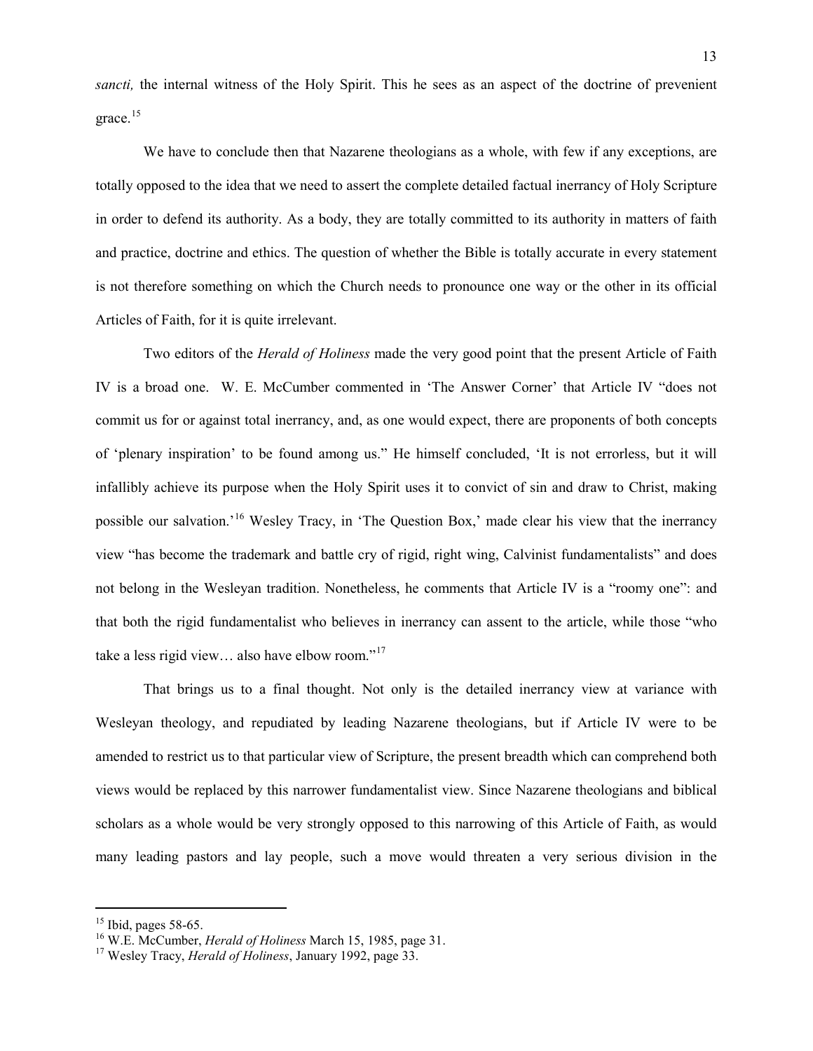*sancti,* the internal witness of the Holy Spirit. This he sees as an aspect of the doctrine of prevenient grace.[15]

We have to conclude then that Nazarene theologians as a whole, with few if any exceptions, are totally opposed to the idea that we need to assert the complete detailed factual inerrancy of Holy Scripture in order to defend its authority. As a body, they are totally committed to its authority in matters of faith and practice, doctrine and ethics. The question of whether the Bible is totally accurate in every statement is not therefore something on which the Church needs to pronounce one way or the other in its official Articles of Faith, for it is quite irrelevant.

Two editors of the *Herald of Holiness* made the very good point that the present Article of Faith IV is a broad one. W. E. McCumber commented in 'The Answer Corner' that Article IV "does not commit us for or against total inerrancy, and, as one would expect, there are proponents of both concepts of 'plenary inspiration' to be found among us." He himself concluded, 'It is not errorless, but it will infallibly achieve its purpose when the Holy Spirit uses it to convict of sin and draw to Christ, making possible our salvation.'[16] Wesley Tracy, in 'The Question Box,' made clear his view that the inerrancy view "has become the trademark and battle cry of rigid, right wing, Calvinist fundamentalists" and does not belong in the Wesleyan tradition. Nonetheless, he comments that Article IV is a "roomy one": and that both the rigid fundamentalist who believes in inerrancy can assent to the article, while those "who take a less rigid view… also have elbow room."[17]

That brings us to a final thought. Not only is the detailed inerrancy view at variance with Wesleyan theology, and repudiated by leading Nazarene theologians, but if Article IV were to be amended to restrict us to that particular view of Scripture, the present breadth which can comprehend both views would be replaced by this narrower fundamentalist view. Since Nazarene theologians and biblical scholars as a whole would be very strongly opposed to this narrowing of this Article of Faith, as would many leading pastors and lay people, such a move would threaten a very serious division in the

---

[15] Ibid, pages 58-65.

[16] W.E. McCumber, *Herald of Holiness* March 15, 1985, page 31.

[17] Wesley Tracy, *Herald of Holiness*, January 1992, page 33.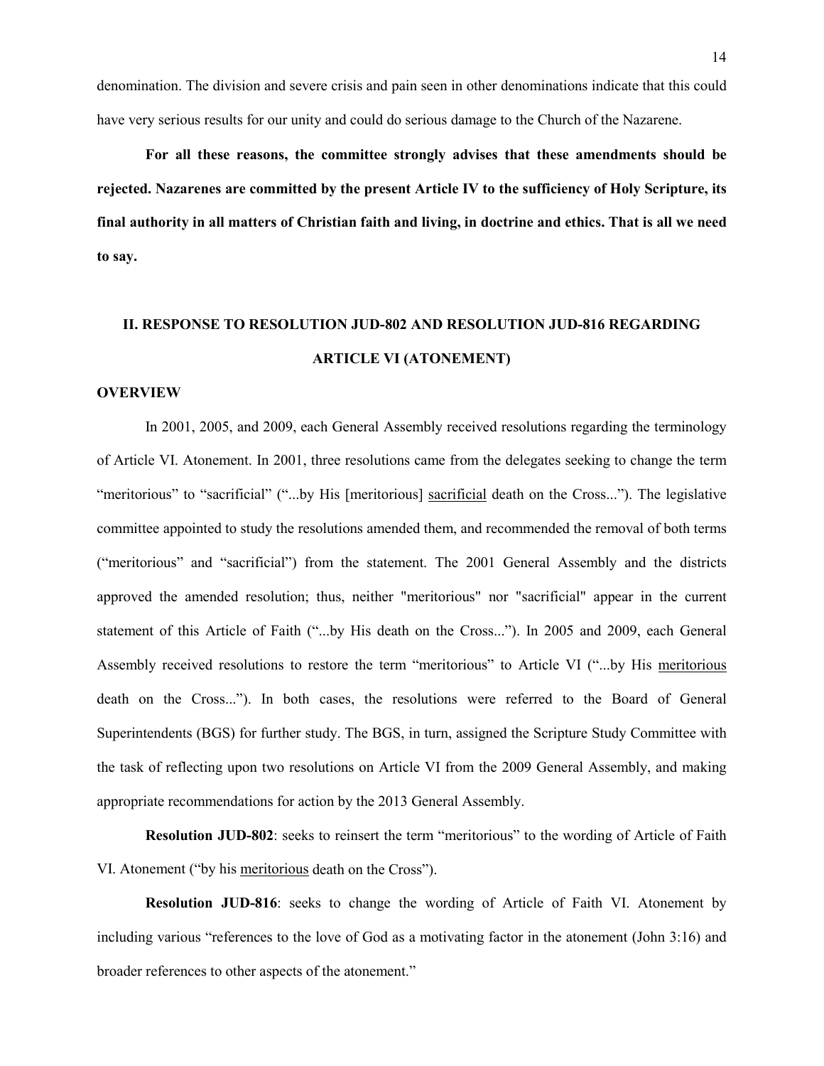denomination. The division and severe crisis and pain seen in other denominations indicate that this could have very serious results for our unity and could do serious damage to the Church of the Nazarene.

**For all these reasons, the committee strongly advises that these amendments should be rejected. Nazarenes are committed by the present Article IV to the sufficiency of Holy Scripture, its final authority in all matters of Christian faith and living, in doctrine and ethics. That is all we need to say.**

## II. RESPONSE TO RESOLUTION JUD-802 AND RESOLUTION JUD-816 REGARDING ARTICLE VI (ATONEMENT)

### OVERVIEW

In 2001, 2005, and 2009, each General Assembly received resolutions regarding the terminology of Article VI. Atonement. In 2001, three resolutions came from the delegates seeking to change the term "meritorious" to "sacrificial" ("...by His [meritorious] <u>sacrificial</u> death on the Cross..."). The legislative committee appointed to study the resolutions amended them, and recommended the removal of both terms ("meritorious" and "sacrificial") from the statement. The 2001 General Assembly and the districts approved the amended resolution; thus, neither "meritorious" nor "sacrificial" appear in the current statement of this Article of Faith ("...by His death on the Cross..."). In 2005 and 2009, each General Assembly received resolutions to restore the term "meritorious" to Article VI ("...by His <u>meritorious</u> death on the Cross..."). In both cases, the resolutions were referred to the Board of General Superintendents (BGS) for further study. The BGS, in turn, assigned the Scripture Study Committee with the task of reflecting upon two resolutions on Article VI from the 2009 General Assembly, and making appropriate recommendations for action by the 2013 General Assembly.

**Resolution JUD-802**: seeks to reinsert the term "meritorious" to the wording of Article of Faith VI. Atonement ("by his <u>meritorious</u> death on the Cross").

**Resolution JUD-816**: seeks to change the wording of Article of Faith VI. Atonement by including various "references to the love of God as a motivating factor in the atonement (John 3:16) and broader references to other aspects of the atonement."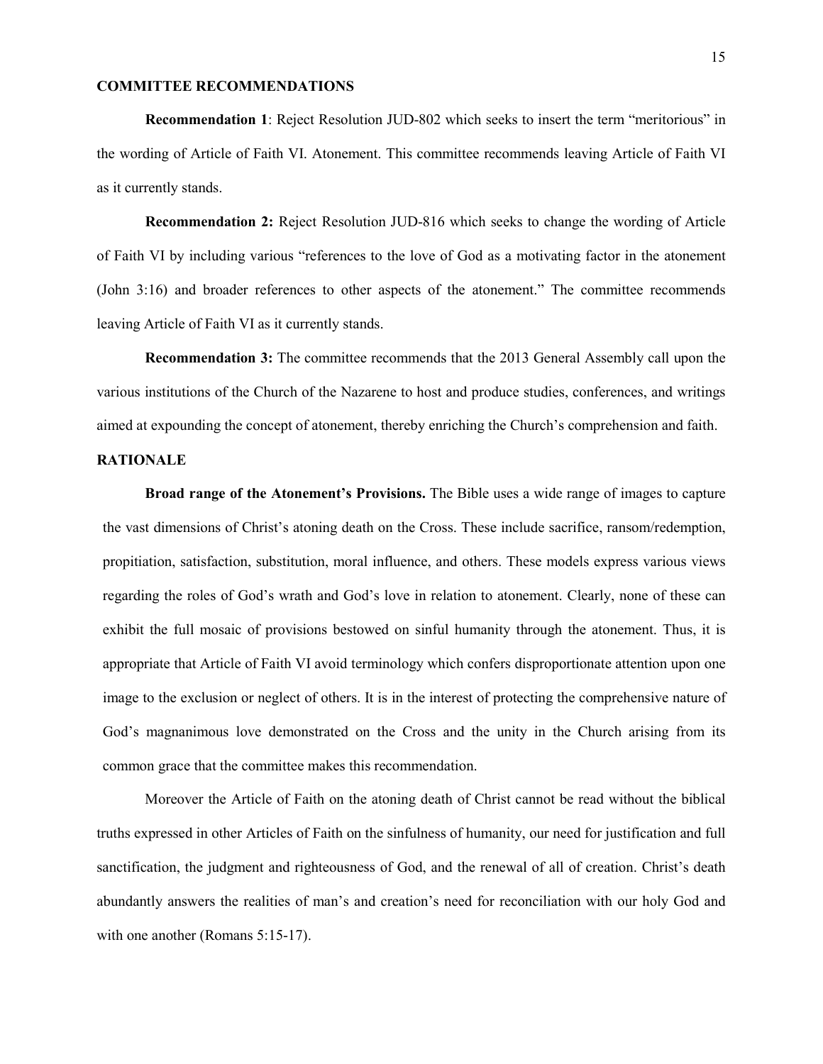## COMMITTEE RECOMMENDATIONS

**Recommendation 1**: Reject Resolution JUD-802 which seeks to insert the term "meritorious" in the wording of Article of Faith VI. Atonement. This committee recommends leaving Article of Faith VI as it currently stands.

**Recommendation 2:** Reject Resolution JUD-816 which seeks to change the wording of Article of Faith VI by including various "references to the love of God as a motivating factor in the atonement (John 3:16) and broader references to other aspects of the atonement." The committee recommends leaving Article of Faith VI as it currently stands.

**Recommendation 3:** The committee recommends that the 2013 General Assembly call upon the various institutions of the Church of the Nazarene to host and produce studies, conferences, and writings aimed at expounding the concept of atonement, thereby enriching the Church's comprehension and faith.

## RATIONALE

**Broad range of the Atonement's Provisions.** The Bible uses a wide range of images to capture the vast dimensions of Christ's atoning death on the Cross. These include sacrifice, ransom/redemption, propitiation, satisfaction, substitution, moral influence, and others. These models express various views regarding the roles of God's wrath and God's love in relation to atonement. Clearly, none of these can exhibit the full mosaic of provisions bestowed on sinful humanity through the atonement. Thus, it is appropriate that Article of Faith VI avoid terminology which confers disproportionate attention upon one image to the exclusion or neglect of others. It is in the interest of protecting the comprehensive nature of God's magnanimous love demonstrated on the Cross and the unity in the Church arising from its common grace that the committee makes this recommendation.

Moreover the Article of Faith on the atoning death of Christ cannot be read without the biblical truths expressed in other Articles of Faith on the sinfulness of humanity, our need for justification and full sanctification, the judgment and righteousness of God, and the renewal of all of creation. Christ's death abundantly answers the realities of man's and creation's need for reconciliation with our holy God and with one another (Romans 5:15-17).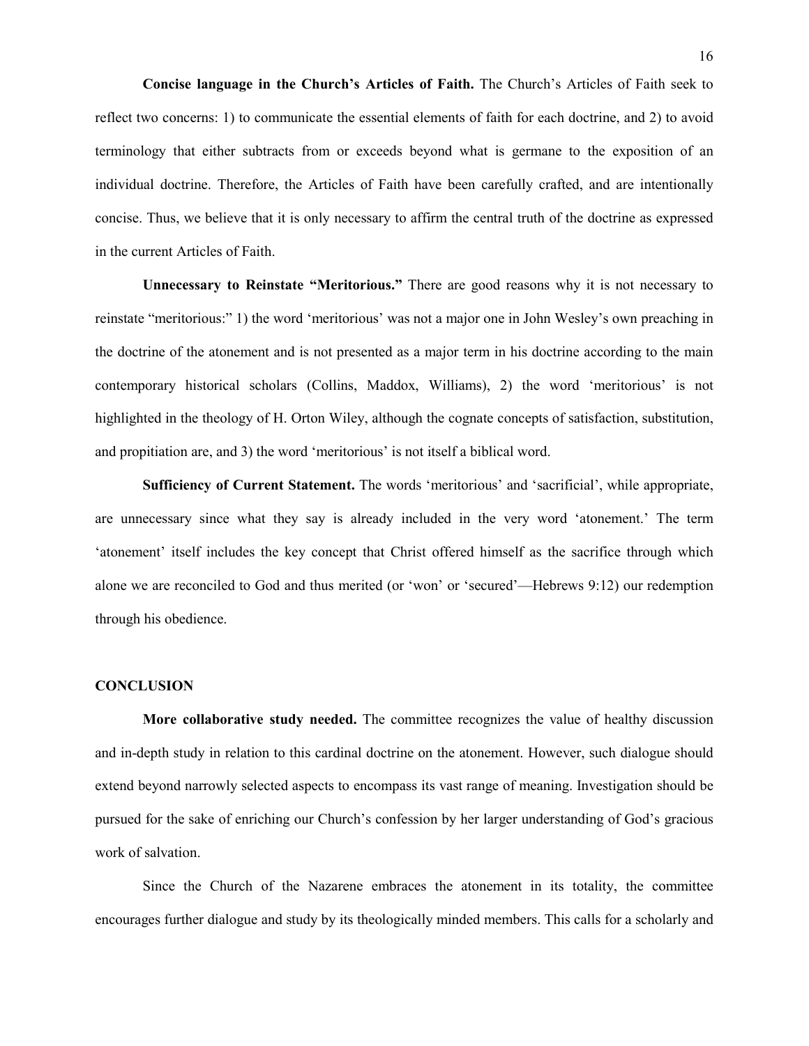**Concise language in the Church's Articles of Faith.** The Church's Articles of Faith seek to reflect two concerns: 1) to communicate the essential elements of faith for each doctrine, and 2) to avoid terminology that either subtracts from or exceeds beyond what is germane to the exposition of an individual doctrine. Therefore, the Articles of Faith have been carefully crafted, and are intentionally concise. Thus, we believe that it is only necessary to affirm the central truth of the doctrine as expressed in the current Articles of Faith.

**Unnecessary to Reinstate "Meritorious."** There are good reasons why it is not necessary to reinstate "meritorious:" 1) the word 'meritorious' was not a major one in John Wesley's own preaching in the doctrine of the atonement and is not presented as a major term in his doctrine according to the main contemporary historical scholars (Collins, Maddox, Williams), 2) the word 'meritorious' is not highlighted in the theology of H. Orton Wiley, although the cognate concepts of satisfaction, substitution, and propitiation are, and 3) the word 'meritorious' is not itself a biblical word.

**Sufficiency of Current Statement.** The words 'meritorious' and 'sacrificial', while appropriate, are unnecessary since what they say is already included in the very word 'atonement.' The term 'atonement' itself includes the key concept that Christ offered himself as the sacrifice through which alone we are reconciled to God and thus merited (or 'won' or 'secured'—Hebrews 9:12) our redemption through his obedience.

## CONCLUSION

**More collaborative study needed.** The committee recognizes the value of healthy discussion and in-depth study in relation to this cardinal doctrine on the atonement. However, such dialogue should extend beyond narrowly selected aspects to encompass its vast range of meaning. Investigation should be pursued for the sake of enriching our Church's confession by her larger understanding of God's gracious work of salvation.

Since the Church of the Nazarene embraces the atonement in its totality, the committee encourages further dialogue and study by its theologically minded members. This calls for a scholarly and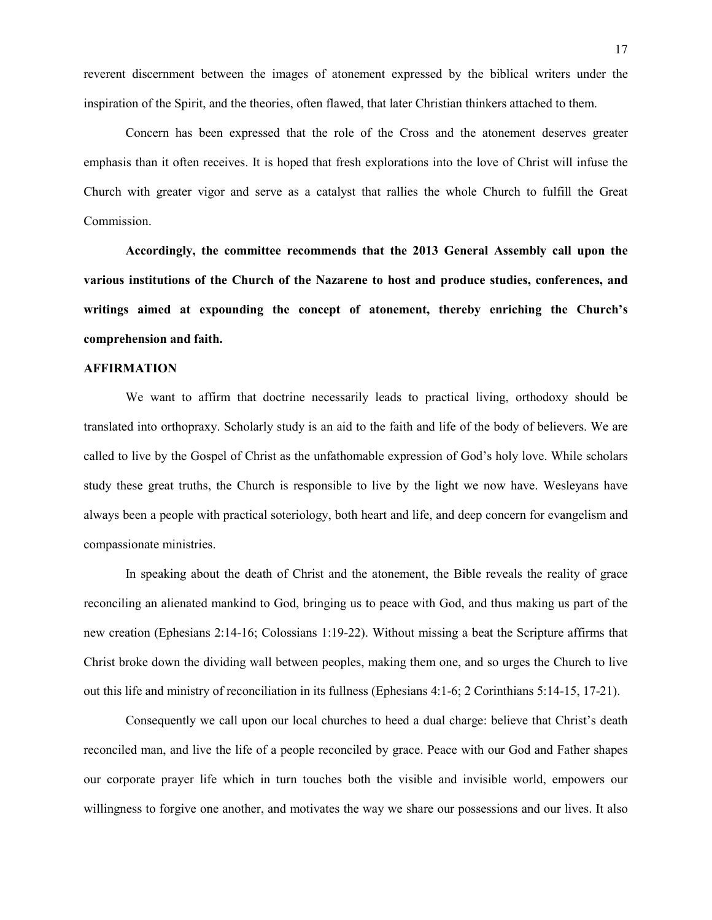reverent discernment between the images of atonement expressed by the biblical writers under the inspiration of the Spirit, and the theories, often flawed, that later Christian thinkers attached to them.

Concern has been expressed that the role of the Cross and the atonement deserves greater emphasis than it often receives. It is hoped that fresh explorations into the love of Christ will infuse the Church with greater vigor and serve as a catalyst that rallies the whole Church to fulfill the Great Commission.

**Accordingly, the committee recommends that the 2013 General Assembly call upon the various institutions of the Church of the Nazarene to host and produce studies, conferences, and writings aimed at expounding the concept of atonement, thereby enriching the Church's comprehension and faith.**

**AFFIRMATION**

We want to affirm that doctrine necessarily leads to practical living, orthodoxy should be translated into orthopraxy. Scholarly study is an aid to the faith and life of the body of believers. We are called to live by the Gospel of Christ as the unfathomable expression of God's holy love. While scholars study these great truths, the Church is responsible to live by the light we now have. Wesleyans have always been a people with practical soteriology, both heart and life, and deep concern for evangelism and compassionate ministries.

In speaking about the death of Christ and the atonement, the Bible reveals the reality of grace reconciling an alienated mankind to God, bringing us to peace with God, and thus making us part of the new creation (Ephesians 2:14-16; Colossians 1:19-22). Without missing a beat the Scripture affirms that Christ broke down the dividing wall between peoples, making them one, and so urges the Church to live out this life and ministry of reconciliation in its fullness (Ephesians 4:1-6; 2 Corinthians 5:14-15, 17-21).

Consequently we call upon our local churches to heed a dual charge: believe that Christ's death reconciled man, and live the life of a people reconciled by grace. Peace with our God and Father shapes our corporate prayer life which in turn touches both the visible and invisible world, empowers our willingness to forgive one another, and motivates the way we share our possessions and our lives. It also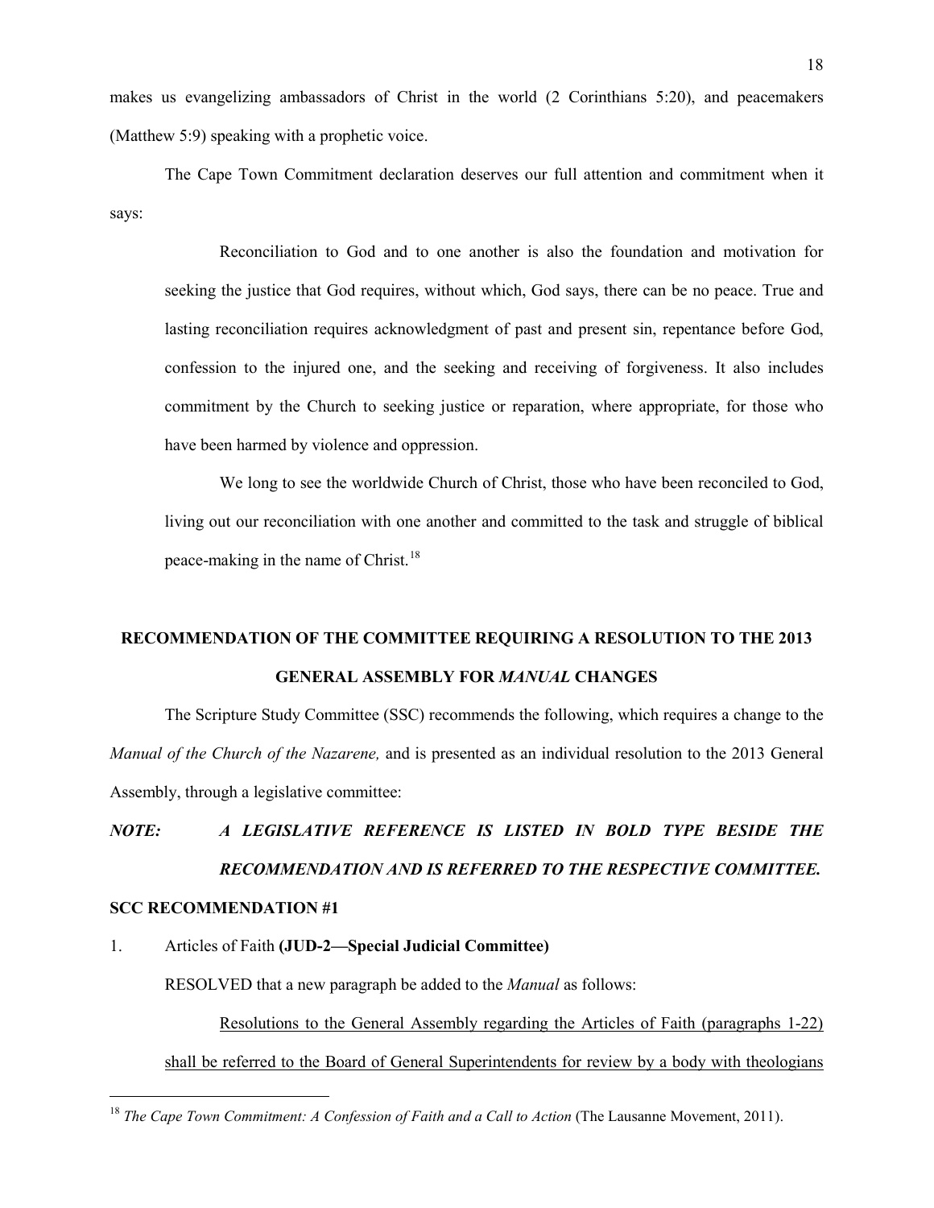makes us evangelizing ambassadors of Christ in the world (2 Corinthians 5:20), and peacemakers (Matthew 5:9) speaking with a prophetic voice.

The Cape Town Commitment declaration deserves our full attention and commitment when it says:

> Reconciliation to God and to one another is also the foundation and motivation for seeking the justice that God requires, without which, God says, there can be no peace. True and lasting reconciliation requires acknowledgment of past and present sin, repentance before God, confession to the injured one, and the seeking and receiving of forgiveness. It also includes commitment by the Church to seeking justice or reparation, where appropriate, for those who have been harmed by violence and oppression.
>
> We long to see the worldwide Church of Christ, those who have been reconciled to God, living out our reconciliation with one another and committed to the task and struggle of biblical peace-making in the name of Christ.[18]

## RECOMMENDATION OF THE COMMITTEE REQUIRING A RESOLUTION TO THE 2013 GENERAL ASSEMBLY FOR *MANUAL* CHANGES

The Scripture Study Committee (SSC) recommends the following, which requires a change to the *Manual of the Church of the Nazarene,* and is presented as an individual resolution to the 2013 General Assembly, through a legislative committee:

***NOTE: A LEGISLATIVE REFERENCE IS LISTED IN BOLD TYPE BESIDE THE RECOMMENDATION AND IS REFERRED TO THE RESPECTIVE COMMITTEE.***

**SCC RECOMMENDATION #1**

1. Articles of Faith **(JUD-2—Special Judicial Committee)**

RESOLVED that a new paragraph be added to the *Manual* as follows:

<u>Resolutions to the General Assembly regarding the Articles of Faith (paragraphs 1-22) shall be referred to the Board of General Superintendents for review by a body with theologians</u>

[18] *The Cape Town Commitment: A Confession of Faith and a Call to Action* (The Lausanne Movement, 2011).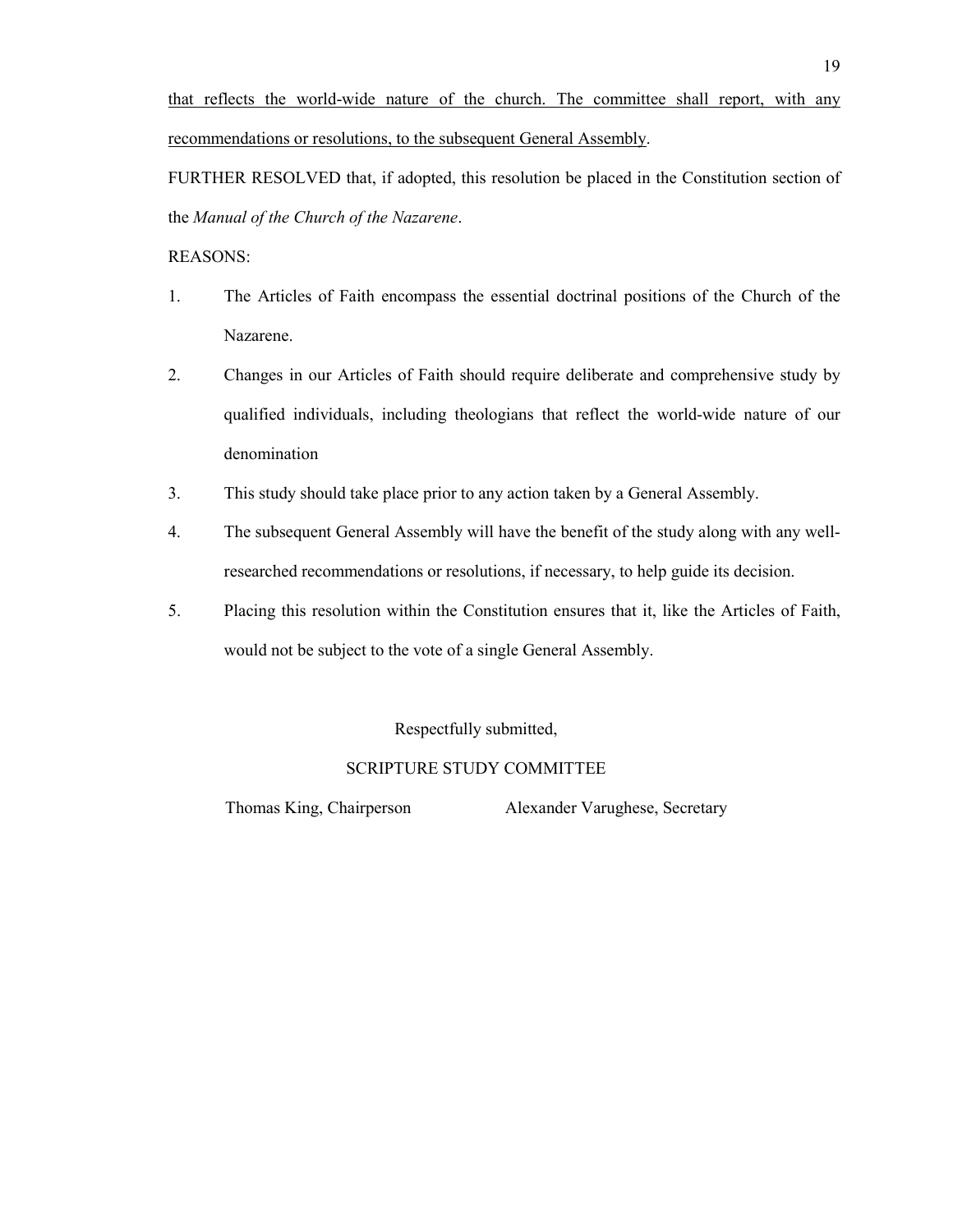<u>that reflects the world-wide nature of the church. The committee shall report, with any recommendations or resolutions, to the subsequent General Assembly</u>.

FURTHER RESOLVED that, if adopted, this resolution be placed in the Constitution section of the *Manual of the Church of the Nazarene*.

REASONS:

1. The Articles of Faith encompass the essential doctrinal positions of the Church of the Nazarene.
2. Changes in our Articles of Faith should require deliberate and comprehensive study by qualified individuals, including theologians that reflect the world-wide nature of our denomination
3. This study should take place prior to any action taken by a General Assembly.
4. The subsequent General Assembly will have the benefit of the study along with any well-researched recommendations or resolutions, if necessary, to help guide its decision.
5. Placing this resolution within the Constitution ensures that it, like the Articles of Faith, would not be subject to the vote of a single General Assembly.

Respectfully submitted,

SCRIPTURE STUDY COMMITTEE

Thomas King, Chairperson     Alexander Varughese, Secretary